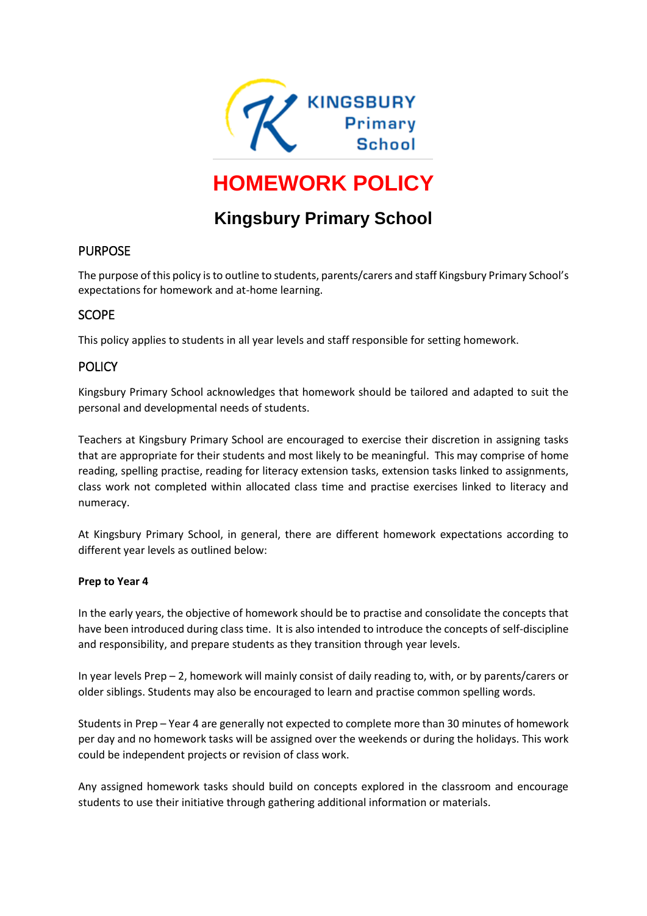KINGSBURY Primary School

# HOMEWORK POLICY

## Kingsbury Primary School

### PURPOSE

The purpose of this policy is to outline to students, parents/carers and staff Kingsbury Primary School's expectations for homework and at-home learning.

### SCOPE

This policy applies to students in all year levels and staff responsible for setting homework.

### POLICY

Kingsbury Primary School acknowledges that homework should be tailored and adapted to suit the personal and developmental needs of students.

Teachers at Kingsbury Primary School are encouraged to exercise their discretion in assigning tasks that are appropriate for their students and most likely to be meaningful. This may comprise of home reading, spelling practise, reading for literacy extension tasks, extension tasks linked to assignments, class work not completed within allocated class time and practise exercises linked to literacy and numeracy.

At Kingsbury Primary School, in general, there are different homework expectations according to different year levels as outlined below:

**Prep to Year 4**

In the early years, the objective of homework should be to practise and consolidate the concepts that have been introduced during class time. It is also intended to introduce the concepts of self-discipline and responsibility, and prepare students as they transition through year levels.

In year levels Prep – 2, homework will mainly consist of daily reading to, with, or by parents/carers or older siblings. Students may also be encouraged to learn and practise common spelling words.

Students in Prep – Year 4 are generally not expected to complete more than 30 minutes of homework per day and no homework tasks will be assigned over the weekends or during the holidays. This work could be independent projects or revision of class work.

Any assigned homework tasks should build on concepts explored in the classroom and encourage students to use their initiative through gathering additional information or materials.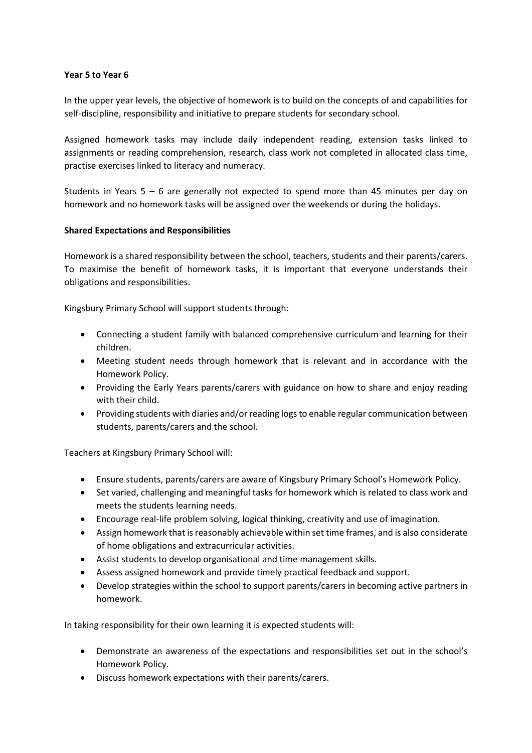**Year 5 to Year 6**

In the upper year levels, the objective of homework is to build on the concepts of and capabilities for self-discipline, responsibility and initiative to prepare students for secondary school.

Assigned homework tasks may include daily independent reading, extension tasks linked to assignments or reading comprehension, research, class work not completed in allocated class time, practise exercises linked to literacy and numeracy.

Students in Years 5 – 6 are generally not expected to spend more than 45 minutes per day on homework and no homework tasks will be assigned over the weekends or during the holidays.

**Shared Expectations and Responsibilities**

Homework is a shared responsibility between the school, teachers, students and their parents/carers. To maximise the benefit of homework tasks, it is important that everyone understands their obligations and responsibilities.

Kingsbury Primary School will support students through:

- Connecting a student family with balanced comprehensive curriculum and learning for their children.
- Meeting student needs through homework that is relevant and in accordance with the Homework Policy.
- Providing the Early Years parents/carers with guidance on how to share and enjoy reading with their child.
- Providing students with diaries and/or reading logs to enable regular communication between students, parents/carers and the school.

Teachers at Kingsbury Primary School will:

- Ensure students, parents/carers are aware of Kingsbury Primary School's Homework Policy.
- Set varied, challenging and meaningful tasks for homework which is related to class work and meets the students learning needs.
- Encourage real-life problem solving, logical thinking, creativity and use of imagination.
- Assign homework that is reasonably achievable within set time frames, and is also considerate of home obligations and extracurricular activities.
- Assist students to develop organisational and time management skills.
- Assess assigned homework and provide timely practical feedback and support.
- Develop strategies within the school to support parents/carers in becoming active partners in homework.

In taking responsibility for their own learning it is expected students will:

- Demonstrate an awareness of the expectations and responsibilities set out in the school's Homework Policy.
- Discuss homework expectations with their parents/carers.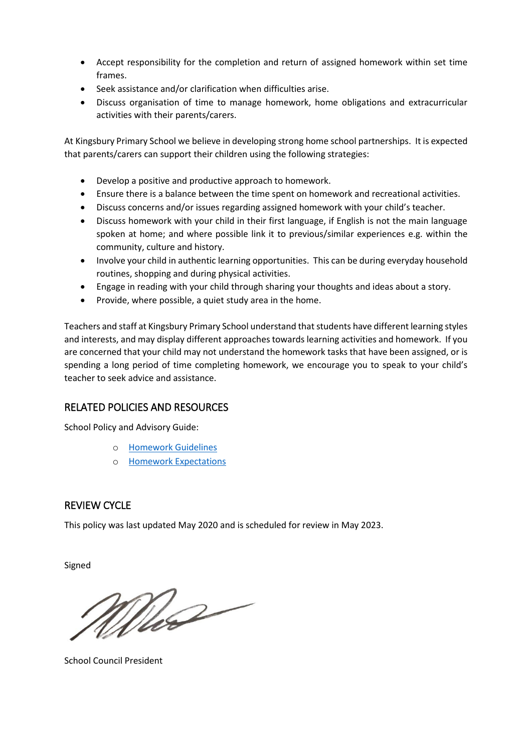- Accept responsibility for the completion and return of assigned homework within set time frames.
- Seek assistance and/or clarification when difficulties arise.
- Discuss organisation of time to manage homework, home obligations and extracurricular activities with their parents/carers.

At Kingsbury Primary School we believe in developing strong home school partnerships. It is expected that parents/carers can support their children using the following strategies:

- Develop a positive and productive approach to homework.
- Ensure there is a balance between the time spent on homework and recreational activities.
- Discuss concerns and/or issues regarding assigned homework with your child's teacher.
- Discuss homework with your child in their first language, if English is not the main language spoken at home; and where possible link it to previous/similar experiences e.g. within the community, culture and history.
- Involve your child in authentic learning opportunities. This can be during everyday household routines, shopping and during physical activities.
- Engage in reading with your child through sharing your thoughts and ideas about a story.
- Provide, where possible, a quiet study area in the home.

Teachers and staff at Kingsbury Primary School understand that students have different learning styles and interests, and may display different approaches towards learning activities and homework. If you are concerned that your child may not understand the homework tasks that have been assigned, or is spending a long period of time completing homework, we encourage you to speak to your child's teacher to seek advice and assistance.

## RELATED POLICIES AND RESOURCES

School Policy and Advisory Guide:

- Homework Guidelines
- Homework Expectations

## REVIEW CYCLE

This policy was last updated May 2020 and is scheduled for review in May 2023.

Signed

School Council President